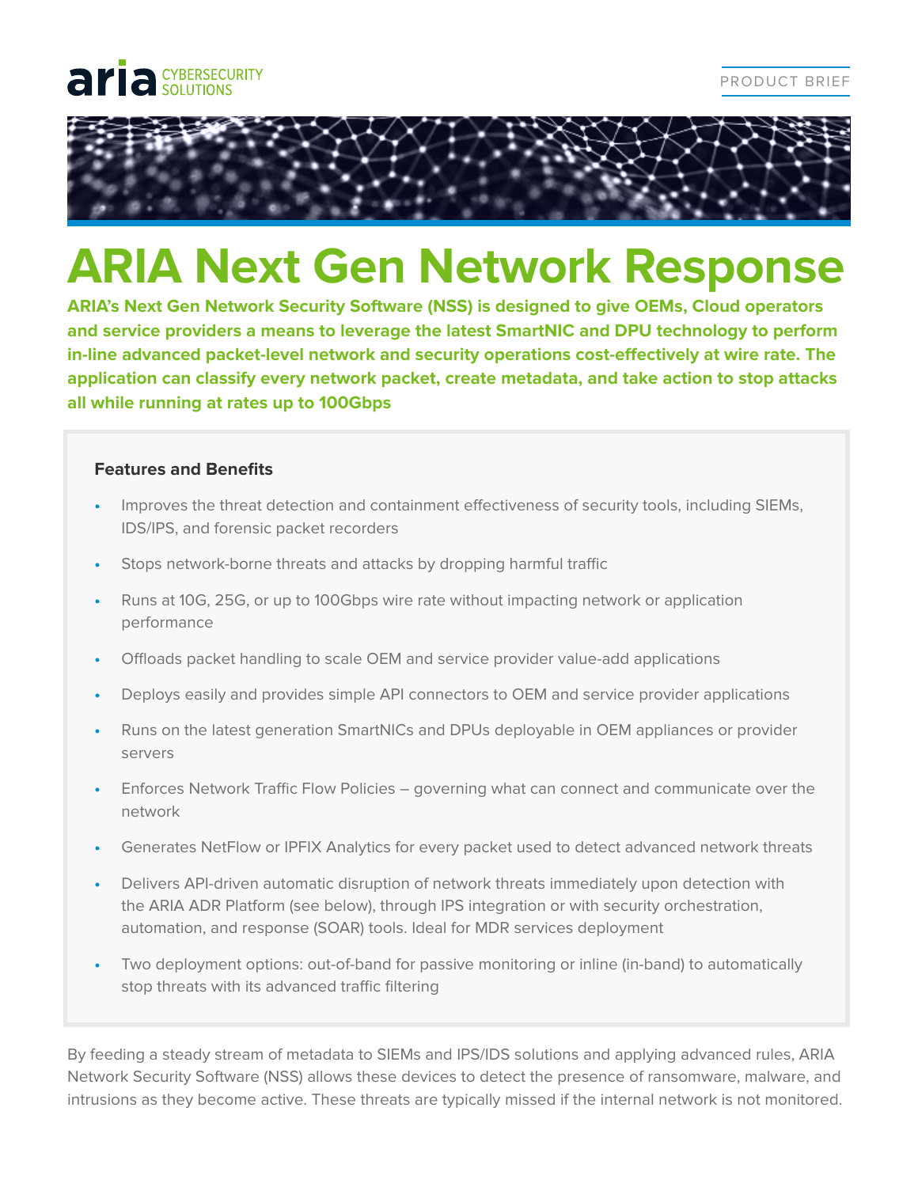aria CYBERSECURITY SOLUTIONS

PRODUCT BRIEF

# ARIA Next Gen Network Response

**ARIA's Next Gen Network Security Software (NSS) is designed to give OEMs, Cloud operators and service providers a means to leverage the latest SmartNIC and DPU technology to perform in-line advanced packet-level network and security operations cost-effectively at wire rate. The application can classify every network packet, create metadata, and take action to stop attacks all while running at rates up to 100Gbps**

### Features and Benefits

- Improves the threat detection and containment effectiveness of security tools, including SIEMs, IDS/IPS, and forensic packet recorders
- Stops network-borne threats and attacks by dropping harmful traffic
- Runs at 10G, 25G, or up to 100Gbps wire rate without impacting network or application performance
- Offloads packet handling to scale OEM and service provider value-add applications
- Deploys easily and provides simple API connectors to OEM and service provider applications
- Runs on the latest generation SmartNICs and DPUs deployable in OEM appliances or provider servers
- Enforces Network Traffic Flow Policies – governing what can connect and communicate over the network
- Generates NetFlow or IPFIX Analytics for every packet used to detect advanced network threats
- Delivers API-driven automatic disruption of network threats immediately upon detection with the ARIA ADR Platform (see below), through IPS integration or with security orchestration, automation, and response (SOAR) tools. Ideal for MDR services deployment
- Two deployment options: out-of-band for passive monitoring or inline (in-band) to automatically stop threats with its advanced traffic filtering

By feeding a steady stream of metadata to SIEMs and IPS/IDS solutions and applying advanced rules, ARIA Network Security Software (NSS) allows these devices to detect the presence of ransomware, malware, and intrusions as they become active. These threats are typically missed if the internal network is not monitored.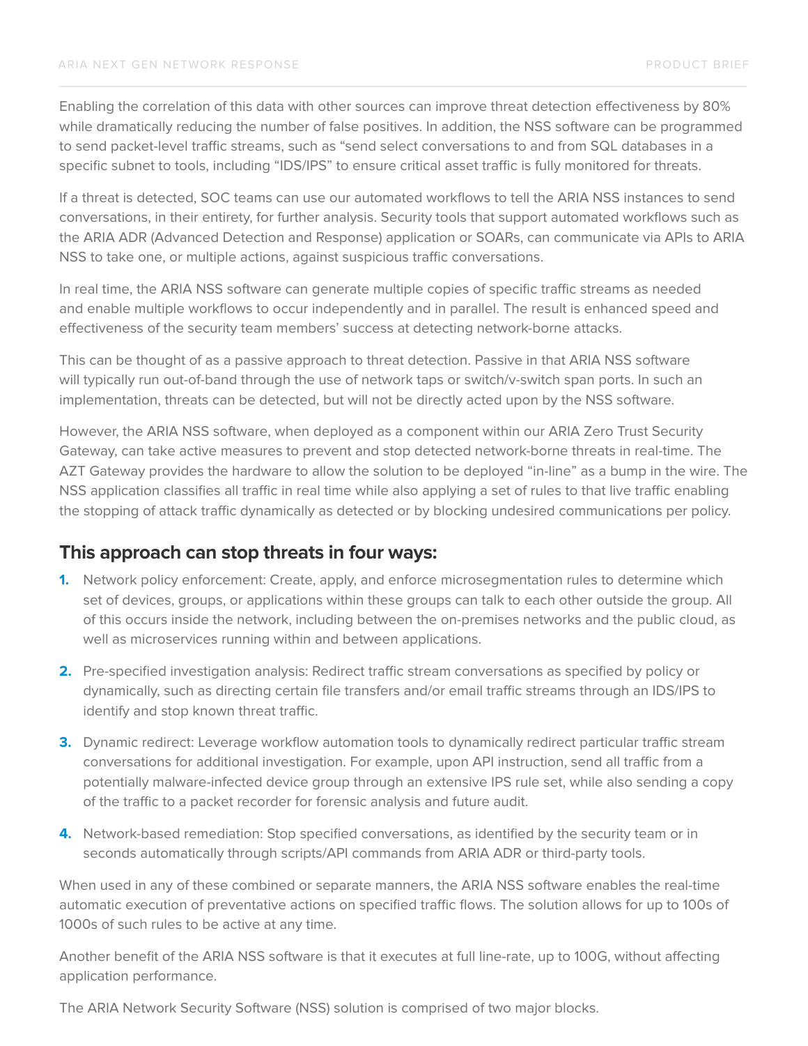Enabling the correlation of this data with other sources can improve threat detection effectiveness by 80% while dramatically reducing the number of false positives. In addition, the NSS software can be programmed to send packet-level traffic streams, such as “send select conversations to and from SQL databases in a specific subnet to tools, including “IDS/IPS” to ensure critical asset traffic is fully monitored for threats.

If a threat is detected, SOC teams can use our automated workflows to tell the ARIA NSS instances to send conversations, in their entirety, for further analysis. Security tools that support automated workflows such as the ARIA ADR (Advanced Detection and Response) application or SOARs, can communicate via APIs to ARIA NSS to take one, or multiple actions, against suspicious traffic conversations.

In real time, the ARIA NSS software can generate multiple copies of specific traffic streams as needed and enable multiple workflows to occur independently and in parallel. The result is enhanced speed and effectiveness of the security team members’ success at detecting network-borne attacks.

This can be thought of as a passive approach to threat detection. Passive in that ARIA NSS software will typically run out-of-band through the use of network taps or switch/v-switch span ports. In such an implementation, threats can be detected, but will not be directly acted upon by the NSS software.

However, the ARIA NSS software, when deployed as a component within our ARIA Zero Trust Security Gateway, can take active measures to prevent and stop detected network-borne threats in real-time. The AZT Gateway provides the hardware to allow the solution to be deployed “in-line” as a bump in the wire. The NSS application classifies all traffic in real time while also applying a set of rules to that live traffic enabling the stopping of attack traffic dynamically as detected or by blocking undesired communications per policy.

## This approach can stop threats in four ways:

1. Network policy enforcement: Create, apply, and enforce microsegmentation rules to determine which set of devices, groups, or applications within these groups can talk to each other outside the group. All of this occurs inside the network, including between the on-premises networks and the public cloud, as well as microservices running within and between applications.
2. Pre-specified investigation analysis: Redirect traffic stream conversations as specified by policy or dynamically, such as directing certain file transfers and/or email traffic streams through an IDS/IPS to identify and stop known threat traffic.
3. Dynamic redirect: Leverage workflow automation tools to dynamically redirect particular traffic stream conversations for additional investigation. For example, upon API instruction, send all traffic from a potentially malware-infected device group through an extensive IPS rule set, while also sending a copy of the traffic to a packet recorder for forensic analysis and future audit.
4. Network-based remediation: Stop specified conversations, as identified by the security team or in seconds automatically through scripts/API commands from ARIA ADR or third-party tools.

When used in any of these combined or separate manners, the ARIA NSS software enables the real-time automatic execution of preventative actions on specified traffic flows. The solution allows for up to 100s of 1000s of such rules to be active at any time.

Another benefit of the ARIA NSS software is that it executes at full line-rate, up to 100G, without affecting application performance.

The ARIA Network Security Software (NSS) solution is comprised of two major blocks.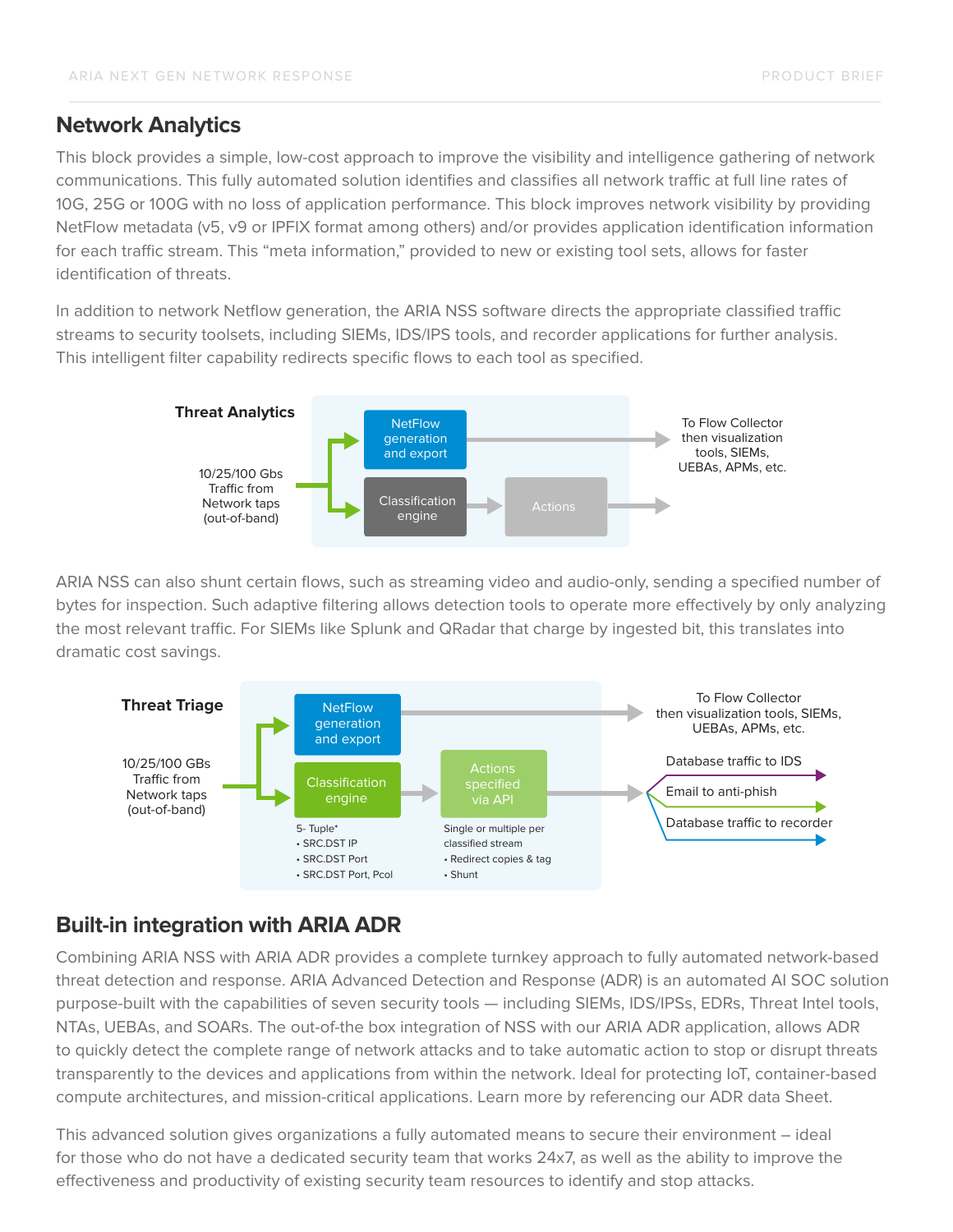## Network Analytics

This block provides a simple, low-cost approach to improve the visibility and intelligence gathering of network communications. This fully automated solution identifies and classifies all network traffic at full line rates of 10G, 25G or 100G with no loss of application performance. This block improves network visibility by providing NetFlow metadata (v5, v9 or IPFIX format among others) and/or provides application identification information for each traffic stream. This "meta information," provided to new or existing tool sets, allows for faster identification of threats.

In addition to network Netflow generation, the ARIA NSS software directs the appropriate classified traffic streams to security toolsets, including SIEMs, IDS/IPS tools, and recorder applications for further analysis. This intelligent filter capability redirects specific flows to each tool as specified.

**Threat Analytics**

10/25/100 Gbs Traffic from Network taps (out-of-band)

NetFlow generation and export → To Flow Collector then visualization tools, SIEMs, UEBAs, APMs, etc.

Classification engine → Actions →

ARIA NSS can also shunt certain flows, such as streaming video and audio-only, sending a specified number of bytes for inspection. Such adaptive filtering allows detection tools to operate more effectively by only analyzing the most relevant traffic. For SIEMs like Splunk and QRadar that charge by ingested bit, this translates into dramatic cost savings.

**Threat Triage**

10/25/100 GBs Traffic from Network taps (out-of-band)

NetFlow generation and export → To Flow Collector then visualization tools, SIEMs, UEBAs, APMs, etc.

Classification engine → Actions specified via API →
- Database traffic to IDS
- Email to anti-phish
- Database traffic to recorder

5- Tuple*
- SRC.DST IP
- SRC.DST Port
- SRC.DST Port, Pcol

Single or multiple per classified stream
- Redirect copies & tag
- Shunt

## Built-in integration with ARIA ADR

Combining ARIA NSS with ARIA ADR provides a complete turnkey approach to fully automated network-based threat detection and response. ARIA Advanced Detection and Response (ADR) is an automated AI SOC solution purpose-built with the capabilities of seven security tools — including SIEMs, IDS/IPSs, EDRs, Threat Intel tools, NTAs, UEBAs, and SOARs. The out-of-the box integration of NSS with our ARIA ADR application, allows ADR to quickly detect the complete range of network attacks and to take automatic action to stop or disrupt threats transparently to the devices and applications from within the network. Ideal for protecting IoT, container-based compute architectures, and mission-critical applications. Learn more by referencing our ADR data Sheet.

This advanced solution gives organizations a fully automated means to secure their environment – ideal for those who do not have a dedicated security team that works 24x7, as well as the ability to improve the effectiveness and productivity of existing security team resources to identify and stop attacks.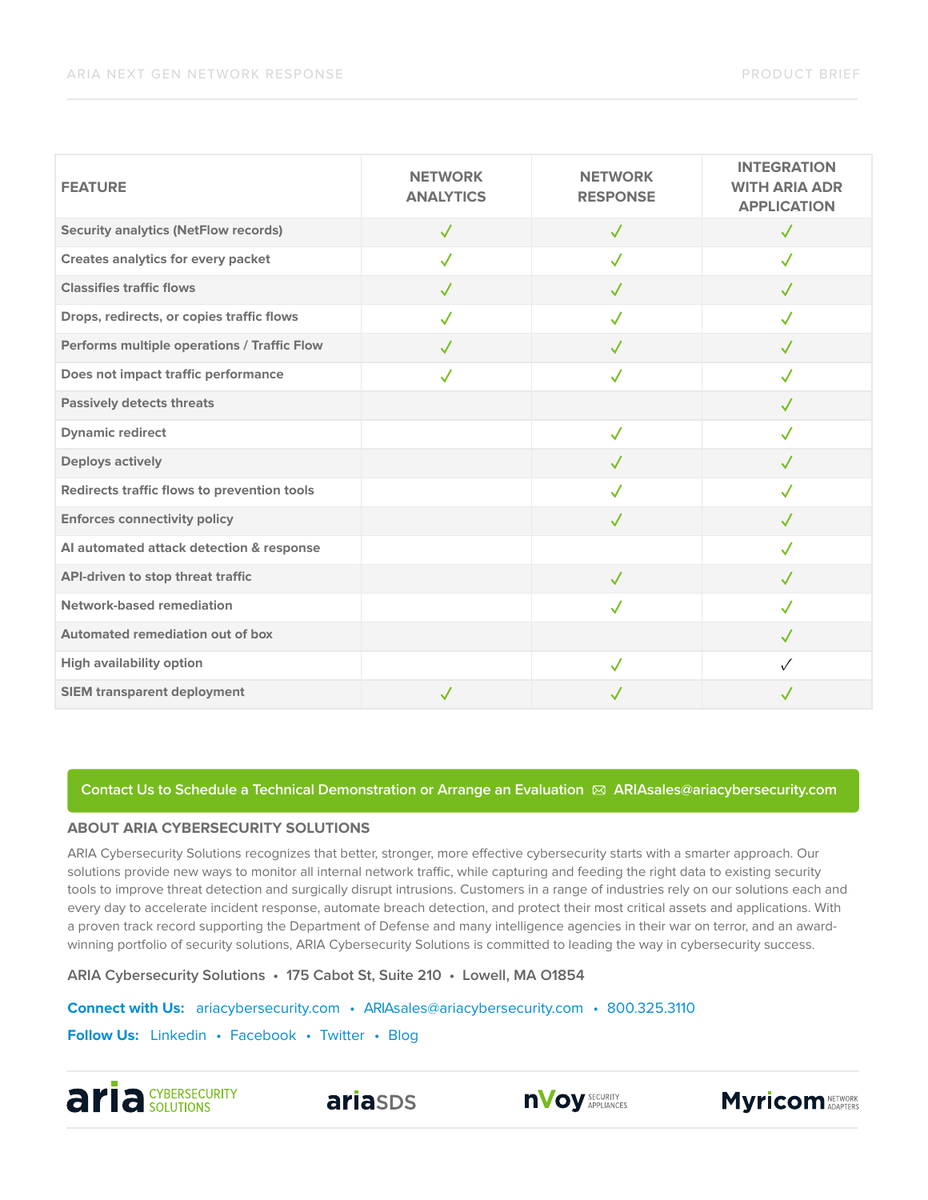| FEATURE | NETWORK ANALYTICS | NETWORK RESPONSE | INTEGRATION WITH ARIA ADR APPLICATION |
|---|---|---|---|
| Security analytics (NetFlow records) | ✓ | ✓ | ✓ |
| Creates analytics for every packet | ✓ | ✓ | ✓ |
| Classifies traffic flows | ✓ | ✓ | ✓ |
| Drops, redirects, or copies traffic flows | ✓ | ✓ | ✓ |
| Performs multiple operations / Traffic Flow | ✓ | ✓ | ✓ |
| Does not impact traffic performance | ✓ | ✓ | ✓ |
| Passively detects threats | | | ✓ |
| Dynamic redirect | | ✓ | ✓ |
| Deploys actively | | ✓ | ✓ |
| Redirects traffic flows to prevention tools | | ✓ | ✓ |
| Enforces connectivity policy | | ✓ | ✓ |
| AI automated attack detection & response | | | ✓ |
| API-driven to stop threat traffic | | ✓ | ✓ |
| Network-based remediation | | ✓ | ✓ |
| Automated remediation out of box | | | ✓ |
| High availability option | | ✓ | ✓ |
| SIEM transparent deployment | ✓ | ✓ | ✓ |

**Contact Us to Schedule a Technical Demonstration or Arrange an Evaluation** ✉ ARIAsales@ariacybersecurity.com

## ABOUT ARIA CYBERSECURITY SOLUTIONS

ARIA Cybersecurity Solutions recognizes that better, stronger, more effective cybersecurity starts with a smarter approach. Our solutions provide new ways to monitor all internal network traffic, while capturing and feeding the right data to existing security tools to improve threat detection and surgically disrupt intrusions. Customers in a range of industries rely on our solutions each and every day to accelerate incident response, automate breach detection, and protect their most critical assets and applications. With a proven track record supporting the Department of Defense and many intelligence agencies in their war on terror, and an award-winning portfolio of security solutions, ARIA Cybersecurity Solutions is committed to leading the way in cybersecurity success.

ARIA Cybersecurity Solutions • 175 Cabot St, Suite 210 • Lowell, MA O1854

**Connect with Us:** ariacybersecurity.com • ARIAsales@ariacybersecurity.com • 800.325.3110

**Follow Us:** Linkedin • Facebook • Twitter • Blog

aria CYBERSECURITY SOLUTIONS ariaSDS nVoy SECURITY APPLIANCES Myricom NETWORK ADAPTERS